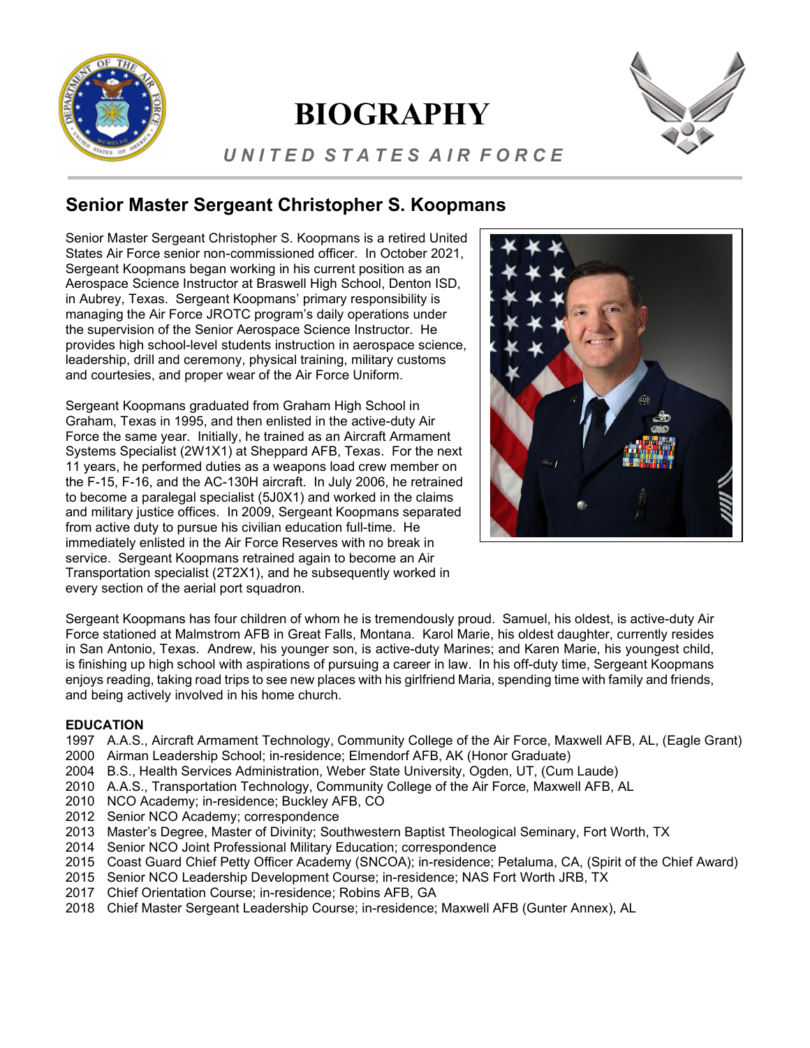# BIOGRAPHY

*UNITED STATES AIR FORCE*

## Senior Master Sergeant Christopher S. Koopmans

Senior Master Sergeant Christopher S. Koopmans is a retired United States Air Force senior non-commissioned officer. In October 2021, Sergeant Koopmans began working in his current position as an Aerospace Science Instructor at Braswell High School, Denton ISD, in Aubrey, Texas. Sergeant Koopmans' primary responsibility is managing the Air Force JROTC program's daily operations under the supervision of the Senior Aerospace Science Instructor. He provides high school-level students instruction in aerospace science, leadership, drill and ceremony, physical training, military customs and courtesies, and proper wear of the Air Force Uniform.

Sergeant Koopmans graduated from Graham High School in Graham, Texas in 1995, and then enlisted in the active-duty Air Force the same year. Initially, he trained as an Aircraft Armament Systems Specialist (2W1X1) at Sheppard AFB, Texas. For the next 11 years, he performed duties as a weapons load crew member on the F-15, F-16, and the AC-130H aircraft. In July 2006, he retrained to become a paralegal specialist (5J0X1) and worked in the claims and military justice offices. In 2009, Sergeant Koopmans separated from active duty to pursue his civilian education full-time. He immediately enlisted in the Air Force Reserves with no break in service. Sergeant Koopmans retrained again to become an Air Transportation specialist (2T2X1), and he subsequently worked in every section of the aerial port squadron.

Sergeant Koopmans has four children of whom he is tremendously proud. Samuel, his oldest, is active-duty Air Force stationed at Malmstrom AFB in Great Falls, Montana. Karol Marie, his oldest daughter, currently resides in San Antonio, Texas. Andrew, his younger son, is active-duty Marines; and Karen Marie, his youngest child, is finishing up high school with aspirations of pursuing a career in law. In his off-duty time, Sergeant Koopmans enjoys reading, taking road trips to see new places with his girlfriend Maria, spending time with family and friends, and being actively involved in his home church.

**EDUCATION**

1997 A.A.S., Aircraft Armament Technology, Community College of the Air Force, Maxwell AFB, AL, (Eagle Grant)
2000 Airman Leadership School; in-residence; Elmendorf AFB, AK (Honor Graduate)
2004 B.S., Health Services Administration, Weber State University, Ogden, UT, (Cum Laude)
2010 A.A.S., Transportation Technology, Community College of the Air Force, Maxwell AFB, AL
2010 NCO Academy; in-residence; Buckley AFB, CO
2012 Senior NCO Academy; correspondence
2013 Master's Degree, Master of Divinity; Southwestern Baptist Theological Seminary, Fort Worth, TX
2014 Senior NCO Joint Professional Military Education; correspondence
2015 Coast Guard Chief Petty Officer Academy (SNCOA); in-residence; Petaluma, CA, (Spirit of the Chief Award)
2015 Senior NCO Leadership Development Course; in-residence; NAS Fort Worth JRB, TX
2017 Chief Orientation Course; in-residence; Robins AFB, GA
2018 Chief Master Sergeant Leadership Course; in-residence; Maxwell AFB (Gunter Annex), AL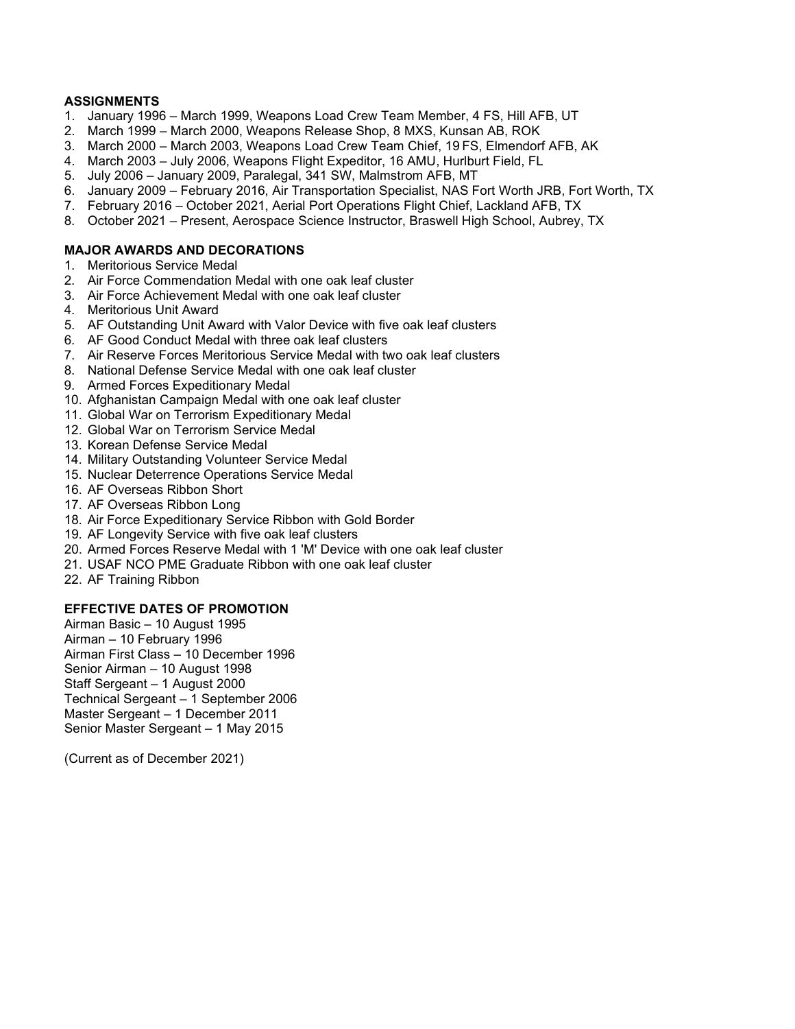**ASSIGNMENTS**

1. January 1996 – March 1999, Weapons Load Crew Team Member, 4 FS, Hill AFB, UT
2. March 1999 – March 2000, Weapons Release Shop, 8 MXS, Kunsan AB, ROK
3. March 2000 – March 2003, Weapons Load Crew Team Chief, 19 FS, Elmendorf AFB, AK
4. March 2003 – July 2006, Weapons Flight Expeditor, 16 AMU, Hurlburt Field, FL
5. July 2006 – January 2009, Paralegal, 341 SW, Malmstrom AFB, MT
6. January 2009 – February 2016, Air Transportation Specialist, NAS Fort Worth JRB, Fort Worth, TX
7. February 2016 – October 2021, Aerial Port Operations Flight Chief, Lackland AFB, TX
8. October 2021 – Present, Aerospace Science Instructor, Braswell High School, Aubrey, TX

**MAJOR AWARDS AND DECORATIONS**

1. Meritorious Service Medal
2. Air Force Commendation Medal with one oak leaf cluster
3. Air Force Achievement Medal with one oak leaf cluster
4. Meritorious Unit Award
5. AF Outstanding Unit Award with Valor Device with five oak leaf clusters
6. AF Good Conduct Medal with three oak leaf clusters
7. Air Reserve Forces Meritorious Service Medal with two oak leaf clusters
8. National Defense Service Medal with one oak leaf cluster
9. Armed Forces Expeditionary Medal
10. Afghanistan Campaign Medal with one oak leaf cluster
11. Global War on Terrorism Expeditionary Medal
12. Global War on Terrorism Service Medal
13. Korean Defense Service Medal
14. Military Outstanding Volunteer Service Medal
15. Nuclear Deterrence Operations Service Medal
16. AF Overseas Ribbon Short
17. AF Overseas Ribbon Long
18. Air Force Expeditionary Service Ribbon with Gold Border
19. AF Longevity Service with five oak leaf clusters
20. Armed Forces Reserve Medal with 1 'M' Device with one oak leaf cluster
21. USAF NCO PME Graduate Ribbon with one oak leaf cluster
22. AF Training Ribbon

**EFFECTIVE DATES OF PROMOTION**

Airman Basic – 10 August 1995
Airman – 10 February 1996
Airman First Class – 10 December 1996
Senior Airman – 10 August 1998
Staff Sergeant – 1 August 2000
Technical Sergeant – 1 September 2006
Master Sergeant – 1 December 2011
Senior Master Sergeant – 1 May 2015

(Current as of December 2021)